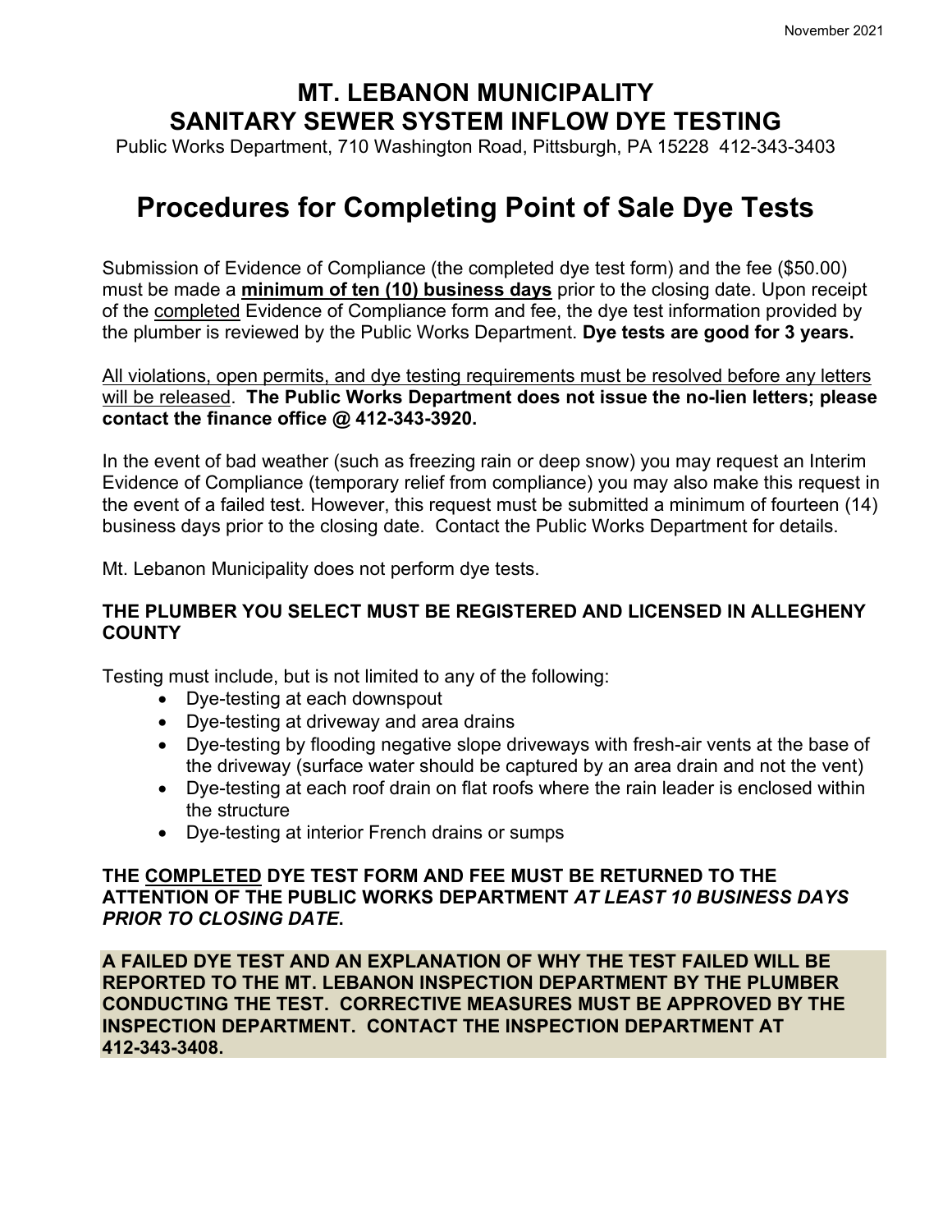November 2021

# MT. LEBANON MUNICIPALITY
# SANITARY SEWER SYSTEM INFLOW DYE TESTING

Public Works Department, 710 Washington Road, Pittsburgh, PA 15228 412-343-3403

## Procedures for Completing Point of Sale Dye Tests

Submission of Evidence of Compliance (the completed dye test form) and the fee ($50.00) must be made a **minimum of ten (10) business days** prior to the closing date. Upon receipt of the completed Evidence of Compliance form and fee, the dye test information provided by the plumber is reviewed by the Public Works Department. **Dye tests are good for 3 years.**

All violations, open permits, and dye testing requirements must be resolved before any letters will be released. **The Public Works Department does not issue the no-lien letters; please contact the finance office @ 412-343-3920.**

In the event of bad weather (such as freezing rain or deep snow) you may request an Interim Evidence of Compliance (temporary relief from compliance) you may also make this request in the event of a failed test. However, this request must be submitted a minimum of fourteen (14) business days prior to the closing date. Contact the Public Works Department for details.

Mt. Lebanon Municipality does not perform dye tests.

**THE PLUMBER YOU SELECT MUST BE REGISTERED AND LICENSED IN ALLEGHENY COUNTY**

Testing must include, but is not limited to any of the following:

- Dye-testing at each downspout
- Dye-testing at driveway and area drains
- Dye-testing by flooding negative slope driveways with fresh-air vents at the base of the driveway (surface water should be captured by an area drain and not the vent)
- Dye-testing at each roof drain on flat roofs where the rain leader is enclosed within the structure
- Dye-testing at interior French drains or sumps

**THE COMPLETED DYE TEST FORM AND FEE MUST BE RETURNED TO THE ATTENTION OF THE PUBLIC WORKS DEPARTMENT *AT LEAST 10 BUSINESS DAYS PRIOR TO CLOSING DATE*.**

**A FAILED DYE TEST AND AN EXPLANATION OF WHY THE TEST FAILED WILL BE REPORTED TO THE MT. LEBANON INSPECTION DEPARTMENT BY THE PLUMBER CONDUCTING THE TEST. CORRECTIVE MEASURES MUST BE APPROVED BY THE INSPECTION DEPARTMENT. CONTACT THE INSPECTION DEPARTMENT AT 412-343-3408.**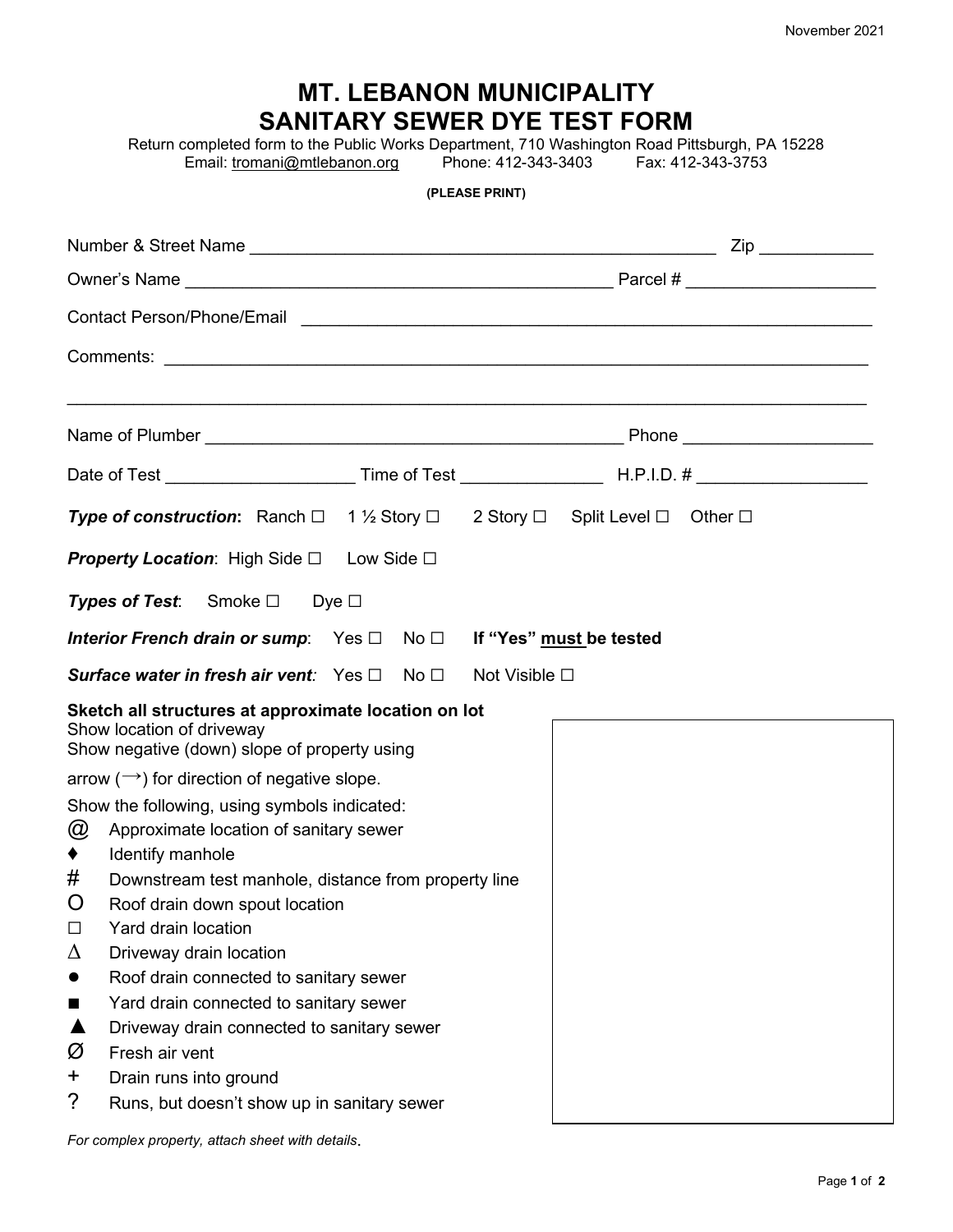November 2021

# MT. LEBANON MUNICIPALITY
# SANITARY SEWER DYE TEST FORM

Return completed form to the Public Works Department, 710 Washington Road Pittsburgh, PA 15228
Email: tromani@mtlebanon.org Phone: 412-343-3403 Fax: 412-343-3753

**(PLEASE PRINT)**

Number & Street Name ______________________________________________ Zip ___________

Owner's Name ________________________________________ Parcel # __________________

Contact Person/Phone/Email ________________________________________________________

Comments: _________________________________________________________________

_________________________________________________________________________

Name of Plumber _______________________________________ Phone __________________

Date of Test __________________ Time of Test ______________ H.P.I.D. # ________________

***Type of construction*:** Ranch ☐ 1 ½ Story ☐ 2 Story ☐ Split Level ☐ Other ☐

***Property Location***: High Side ☐ Low Side ☐

***Types of Test***: Smoke ☐ Dye ☐

***Interior French drain or sump***: Yes ☐ No ☐ **If "Yes" must be tested**

***Surface water in fresh air vent:*** Yes ☐ No ☐ Not Visible ☐

**Sketch all structures at approximate location on lot**
Show location of driveway
Show negative (down) slope of property using arrow (→) for direction of negative slope.

Show the following, using symbols indicated:

- @ Approximate location of sanitary sewer
- ♦ Identify manhole
- # Downstream test manhole, distance from property line
- O Roof drain down spout location
- ☐ Yard drain location
- ∆ Driveway drain location
- ● Roof drain connected to sanitary sewer
- ■ Yard drain connected to sanitary sewer
- ▲ Driveway drain connected to sanitary sewer
- Ø Fresh air vent
- \+ Drain runs into ground
- ? Runs, but doesn't show up in sanitary sewer

*For complex property, attach sheet with details*.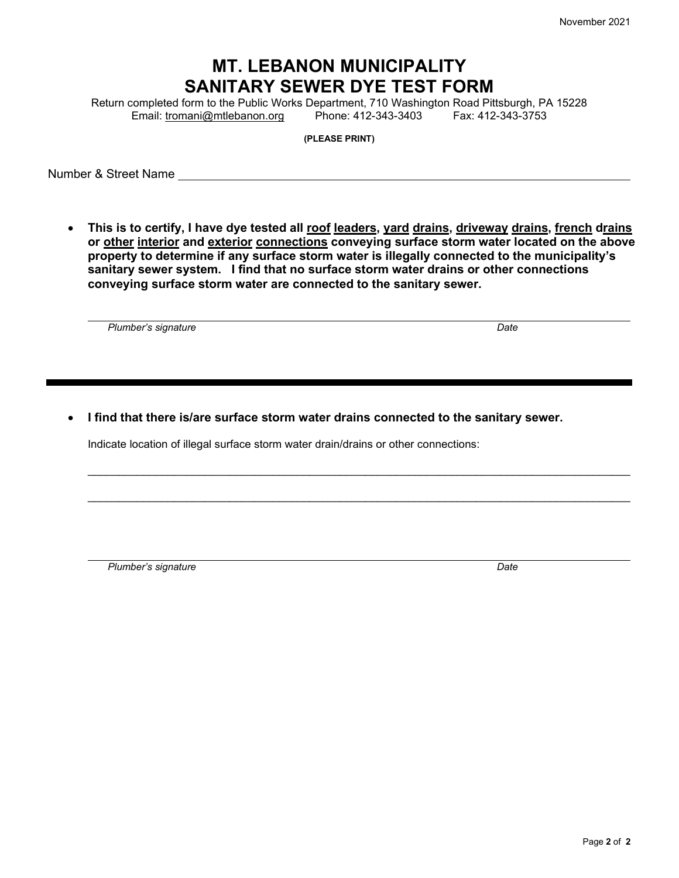November 2021

# MT. LEBANON MUNICIPALITY
# SANITARY SEWER DYE TEST FORM

Return completed form to the Public Works Department, 710 Washington Road Pittsburgh, PA 15228
Email: tromani@mtlebanon.org Phone: 412-343-3403 Fax: 412-343-3753

**(PLEASE PRINT)**

Number & Street Name ______________________________________________________________

- **This is to certify, I have dye tested all roof leaders, yard drains, driveway drains, french drains or other interior and exterior connections conveying surface storm water located on the above property to determine if any surface storm water is illegally connected to the municipality's sanitary sewer system. I find that no surface storm water drains or other connections conveying surface storm water are connected to the sanitary sewer.**

______________________________________________________________________________

*Plumber's signature* *Date*

---

- **I find that there is/are surface storm water drains connected to the sanitary sewer.**

  Indicate location of illegal surface storm water drain/drains or other connections:

  ______________________________________________________________________________

  ______________________________________________________________________________

______________________________________________________________________________

*Plumber's signature* *Date*